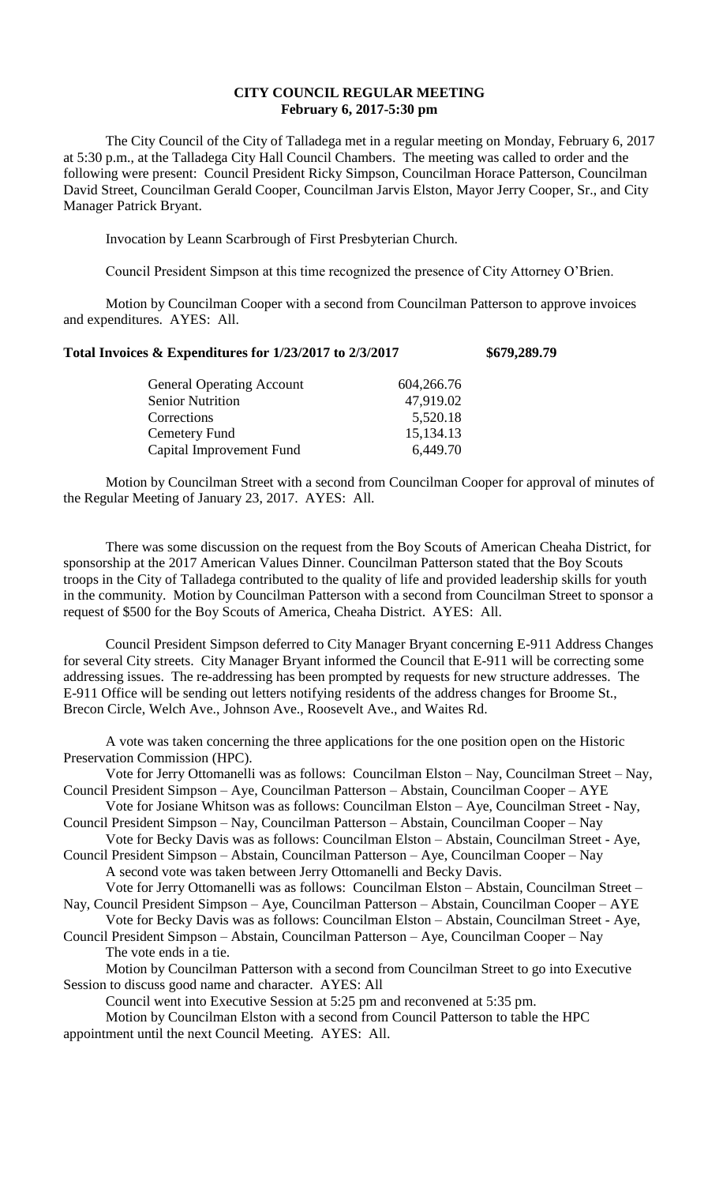# CITY COUNCIL REGULAR MEETING
**February 6, 2017-5:30 pm**

The City Council of the City of Talladega met in a regular meeting on Monday, February 6, 2017 at 5:30 p.m., at the Talladega City Hall Council Chambers. The meeting was called to order and the following were present: Council President Ricky Simpson, Councilman Horace Patterson, Councilman David Street, Councilman Gerald Cooper, Councilman Jarvis Elston, Mayor Jerry Cooper, Sr., and City Manager Patrick Bryant.

Invocation by Leann Scarbrough of First Presbyterian Church.

Council President Simpson at this time recognized the presence of City Attorney O'Brien.

Motion by Councilman Cooper with a second from Councilman Patterson to approve invoices and expenditures. AYES: All.

**Total Invoices & Expenditures for 1/23/2017 to 2/3/2017 $679,289.79**

| | |
|---|---|
| General Operating Account | 604,266.76 |
| Senior Nutrition | 47,919.02 |
| Corrections | 5,520.18 |
| Cemetery Fund | 15,134.13 |
| Capital Improvement Fund | 6,449.70 |

Motion by Councilman Street with a second from Councilman Cooper for approval of minutes of the Regular Meeting of January 23, 2017. AYES: All.

There was some discussion on the request from the Boy Scouts of American Cheaha District, for sponsorship at the 2017 American Values Dinner. Councilman Patterson stated that the Boy Scouts troops in the City of Talladega contributed to the quality of life and provided leadership skills for youth in the community. Motion by Councilman Patterson with a second from Councilman Street to sponsor a request of $500 for the Boy Scouts of America, Cheaha District. AYES: All.

Council President Simpson deferred to City Manager Bryant concerning E-911 Address Changes for several City streets. City Manager Bryant informed the Council that E-911 will be correcting some addressing issues. The re-addressing has been prompted by requests for new structure addresses. The E-911 Office will be sending out letters notifying residents of the address changes for Broome St., Brecon Circle, Welch Ave., Johnson Ave., Roosevelt Ave., and Waites Rd.

A vote was taken concerning the three applications for the one position open on the Historic Preservation Commission (HPC).

Vote for Jerry Ottomanelli was as follows: Councilman Elston – Nay, Councilman Street – Nay, Council President Simpson – Aye, Councilman Patterson – Abstain, Councilman Cooper – AYE

Vote for Josiane Whitson was as follows: Councilman Elston – Aye, Councilman Street - Nay, Council President Simpson – Nay, Councilman Patterson – Abstain, Councilman Cooper – Nay

Vote for Becky Davis was as follows: Councilman Elston – Abstain, Councilman Street - Aye, Council President Simpson – Abstain, Councilman Patterson – Aye, Councilman Cooper – Nay

A second vote was taken between Jerry Ottomanelli and Becky Davis.

Vote for Jerry Ottomanelli was as follows: Councilman Elston – Abstain, Councilman Street – Nay, Council President Simpson – Aye, Councilman Patterson – Abstain, Councilman Cooper – AYE

Vote for Becky Davis was as follows: Councilman Elston – Abstain, Councilman Street - Aye, Council President Simpson – Abstain, Councilman Patterson – Aye, Councilman Cooper – Nay

The vote ends in a tie.

Motion by Councilman Patterson with a second from Councilman Street to go into Executive Session to discuss good name and character. AYES: All

Council went into Executive Session at 5:25 pm and reconvened at 5:35 pm.

Motion by Councilman Elston with a second from Council Patterson to table the HPC appointment until the next Council Meeting. AYES: All.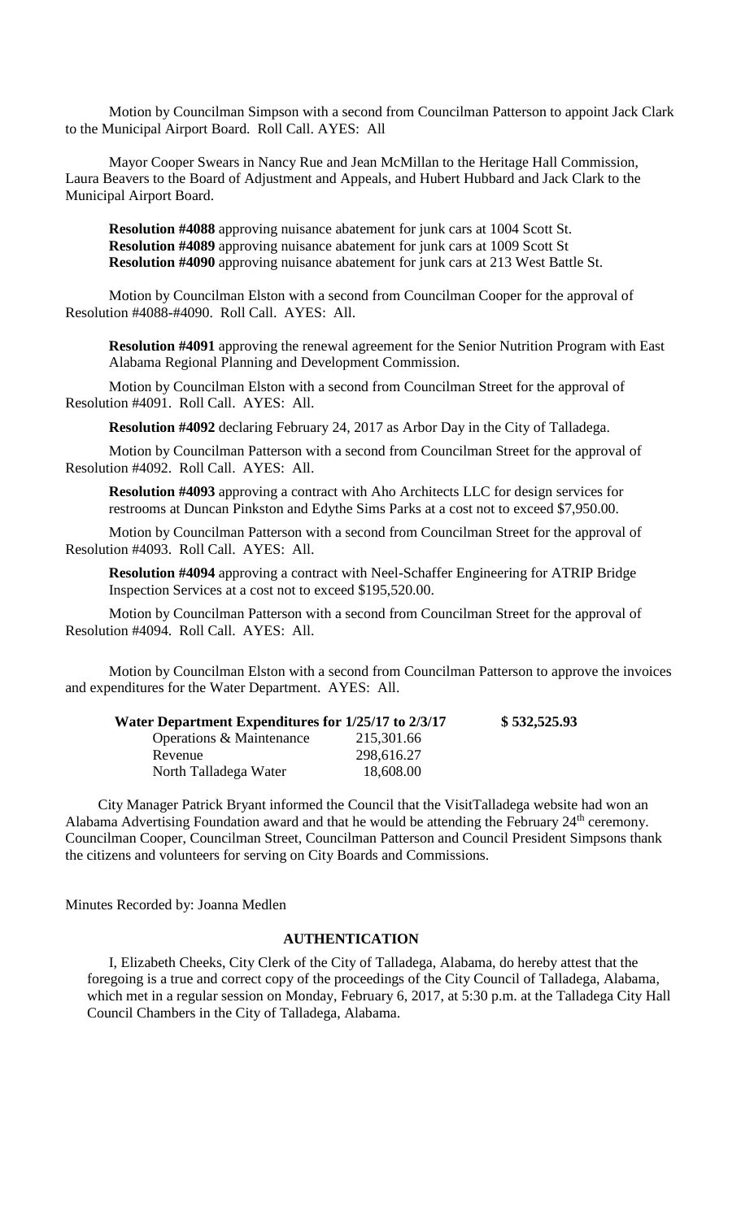Motion by Councilman Simpson with a second from Councilman Patterson to appoint Jack Clark to the Municipal Airport Board. Roll Call. AYES: All

Mayor Cooper Swears in Nancy Rue and Jean McMillan to the Heritage Hall Commission, Laura Beavers to the Board of Adjustment and Appeals, and Hubert Hubbard and Jack Clark to the Municipal Airport Board.

**Resolution #4088** approving nuisance abatement for junk cars at 1004 Scott St.
**Resolution #4089** approving nuisance abatement for junk cars at 1009 Scott St
**Resolution #4090** approving nuisance abatement for junk cars at 213 West Battle St.

Motion by Councilman Elston with a second from Councilman Cooper for the approval of Resolution #4088-#4090. Roll Call. AYES: All.

**Resolution #4091** approving the renewal agreement for the Senior Nutrition Program with East Alabama Regional Planning and Development Commission.

Motion by Councilman Elston with a second from Councilman Street for the approval of Resolution #4091. Roll Call. AYES: All.

**Resolution #4092** declaring February 24, 2017 as Arbor Day in the City of Talladega.

Motion by Councilman Patterson with a second from Councilman Street for the approval of Resolution #4092. Roll Call. AYES: All.

**Resolution #4093** approving a contract with Aho Architects LLC for design services for restrooms at Duncan Pinkston and Edythe Sims Parks at a cost not to exceed $7,950.00.

Motion by Councilman Patterson with a second from Councilman Street for the approval of Resolution #4093. Roll Call. AYES: All.

**Resolution #4094** approving a contract with Neel-Schaffer Engineering for ATRIP Bridge Inspection Services at a cost not to exceed $195,520.00.

Motion by Councilman Patterson with a second from Councilman Street for the approval of Resolution #4094. Roll Call. AYES: All.

Motion by Councilman Elston with a second from Councilman Patterson to approve the invoices and expenditures for the Water Department. AYES: All.

| **Water Department Expenditures for 1/25/17 to 2/3/17** | | **$ 532,525.93** |
|---|---|---|
| Operations & Maintenance | 215,301.66 | |
| Revenue | 298,616.27 | |
| North Talladega Water | 18,608.00 | |

City Manager Patrick Bryant informed the Council that the VisitTalladega website had won an Alabama Advertising Foundation award and that he would be attending the February 24th ceremony. Councilman Cooper, Councilman Street, Councilman Patterson and Council President Simpsons thank the citizens and volunteers for serving on City Boards and Commissions.

Minutes Recorded by: Joanna Medlen

## AUTHENTICATION

I, Elizabeth Cheeks, City Clerk of the City of Talladega, Alabama, do hereby attest that the foregoing is a true and correct copy of the proceedings of the City Council of Talladega, Alabama, which met in a regular session on Monday, February 6, 2017, at 5:30 p.m. at the Talladega City Hall Council Chambers in the City of Talladega, Alabama.